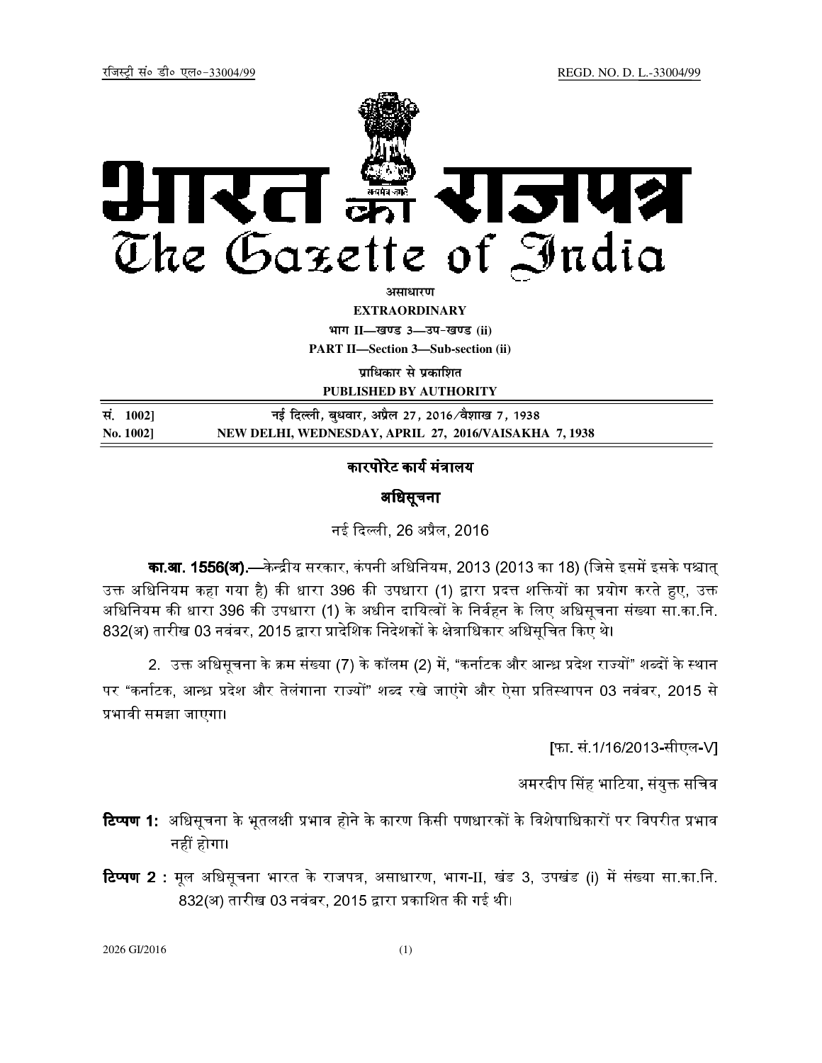रजिस्ट्री सं० डी० एल०-33004/99 REGD. NO. D. L.-33004/99

# भारत का राजपत्र
# The Gazette of India

**असाधारण**

**EXTRAORDINARY**

**भाग II—खण्ड 3—उप-खण्ड (ii)**

**PART II—Section 3—Sub-section (ii)**

**प्राधिकार से प्रकाशित**

**PUBLISHED BY AUTHORITY**

| सं. 1002] | नई दिल्ली, बुधवार, अप्रैल 27, 2016/वैशाख 7, 1938 |
|---|---|
| No. 1002] | NEW DELHI, WEDNESDAY, APRIL 27, 2016/VAISAKHA 7, 1938 |

## कारपोरेट कार्य मंत्रालय

## अधिसूचना

नई दिल्ली, 26 अप्रैल, 2016

**का.आ. 1556(अ).**—केन्द्रीय सरकार, कंपनी अधिनियम, 2013 (2013 का 18) (जिसे इसमें इसके पश्चात् उक्त अधिनियम कहा गया है) की धारा 396 की उपधारा (1) द्वारा प्रदत्त शक्तियों का प्रयोग करते हुए, उक्त अधिनियम की धारा 396 की उपधारा (1) के अधीन दायित्वों के निर्वहन के लिए अधिसूचना संख्या सा.का.नि. 832(अ) तारीख 03 नवंबर, 2015 द्वारा प्रादेशिक निदेशकों के क्षेत्राधिकार अधिसूचित किए थे।

2. उक्त अधिसूचना के क्रम संख्या (7) के कॉलम (2) में, "कर्नाटक और आन्ध्र प्रदेश राज्यों" शब्दों के स्थान पर "कर्नाटक, आन्ध्र प्रदेश और तेलंगाना राज्यों" शब्द रखे जाएंगे और ऐसा प्रतिस्थापन 03 नवंबर, 2015 से प्रभावी समझा जाएगा।

[फा. सं.1/16/2013-सीएल-V]

अमरदीप सिंह भाटिया, संयुक्त सचिव

**टिप्पण 1:** अधिसूचना के भूतलक्षी प्रभाव होने के कारण किसी पणधारकों के विशेषाधिकारों पर विपरीत प्रभाव नहीं होगा।

**टिप्पण 2 :** मूल अधिसूचना भारत के राजपत्र, असाधारण, भाग-II, खंड 3, उपखंड (i) में संख्या सा.का.नि. 832(अ) तारीख 03 नवंबर, 2015 द्वारा प्रकाशित की गई थी।

2026 GI/2016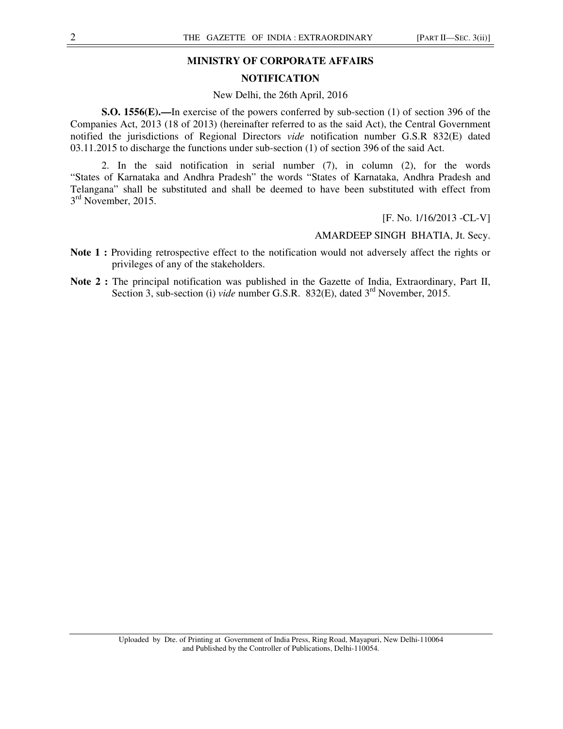## MINISTRY OF CORPORATE AFFAIRS

## NOTIFICATION

New Delhi, the 26th April, 2016

**S.O. 1556(E).—**In exercise of the powers conferred by sub-section (1) of section 396 of the Companies Act, 2013 (18 of 2013) (hereinafter referred to as the said Act), the Central Government notified the jurisdictions of Regional Directors *vide* notification number G.S.R 832(E) dated 03.11.2015 to discharge the functions under sub-section (1) of section 396 of the said Act.

2. In the said notification in serial number (7), in column (2), for the words "States of Karnataka and Andhra Pradesh" the words "States of Karnataka, Andhra Pradesh and Telangana" shall be substituted and shall be deemed to have been substituted with effect from 3rd November, 2015.

[F. No. 1/16/2013 -CL-V]

AMARDEEP SINGH BHATIA, Jt. Secy.

**Note 1 :** Providing retrospective effect to the notification would not adversely affect the rights or privileges of any of the stakeholders.

**Note 2 :** The principal notification was published in the Gazette of India, Extraordinary, Part II, Section 3, sub-section (i) *vide* number G.S.R. 832(E), dated 3rd November, 2015.

Uploaded by Dte. of Printing at Government of India Press, Ring Road, Mayapuri, New Delhi-110064 and Published by the Controller of Publications, Delhi-110054.